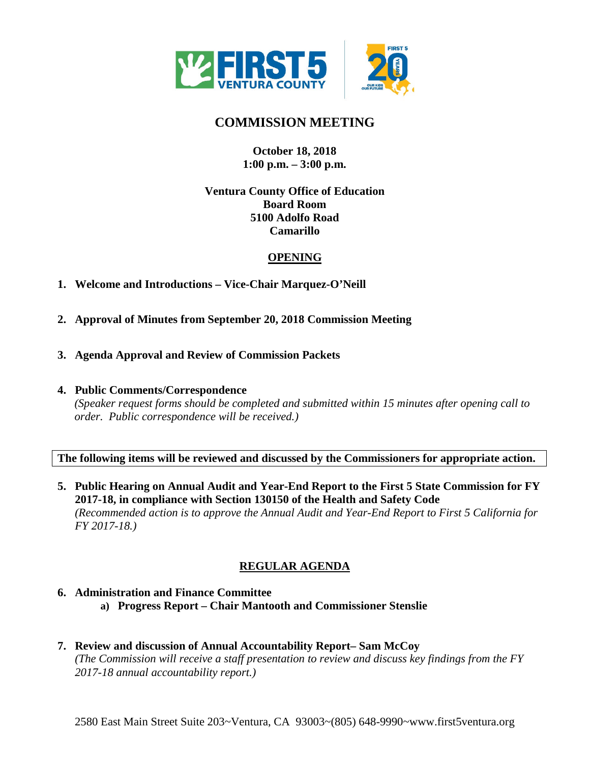# COMMISSION MEETING

**October 18, 2018**
**1:00 p.m. – 3:00 p.m.**

**Ventura County Office of Education**
**Board Room**
**5100 Adolfo Road**
**Camarillo**

## OPENING

1. **Welcome and Introductions – Vice-Chair Marquez-O'Neill**

2. **Approval of Minutes from September 20, 2018 Commission Meeting**

3. **Agenda Approval and Review of Commission Packets**

4. **Public Comments/Correspondence**
   *(Speaker request forms should be completed and submitted within 15 minutes after opening call to order. Public correspondence will be received.)*

**The following items will be reviewed and discussed by the Commissioners for appropriate action.**

5. **Public Hearing on Annual Audit and Year-End Report to the First 5 State Commission for FY 2017-18, in compliance with Section 130150 of the Health and Safety Code**
   *(Recommended action is to approve the Annual Audit and Year-End Report to First 5 California for FY 2017-18.)*

## REGULAR AGENDA

6. **Administration and Finance Committee**
   a) **Progress Report – Chair Mantooth and Commissioner Stenslie**

7. **Review and discussion of Annual Accountability Report– Sam McCoy**
   *(The Commission will receive a staff presentation to review and discuss key findings from the FY 2017-18 annual accountability report.)*

2580 East Main Street Suite 203~Ventura, CA 93003~(805) 648-9990~www.first5ventura.org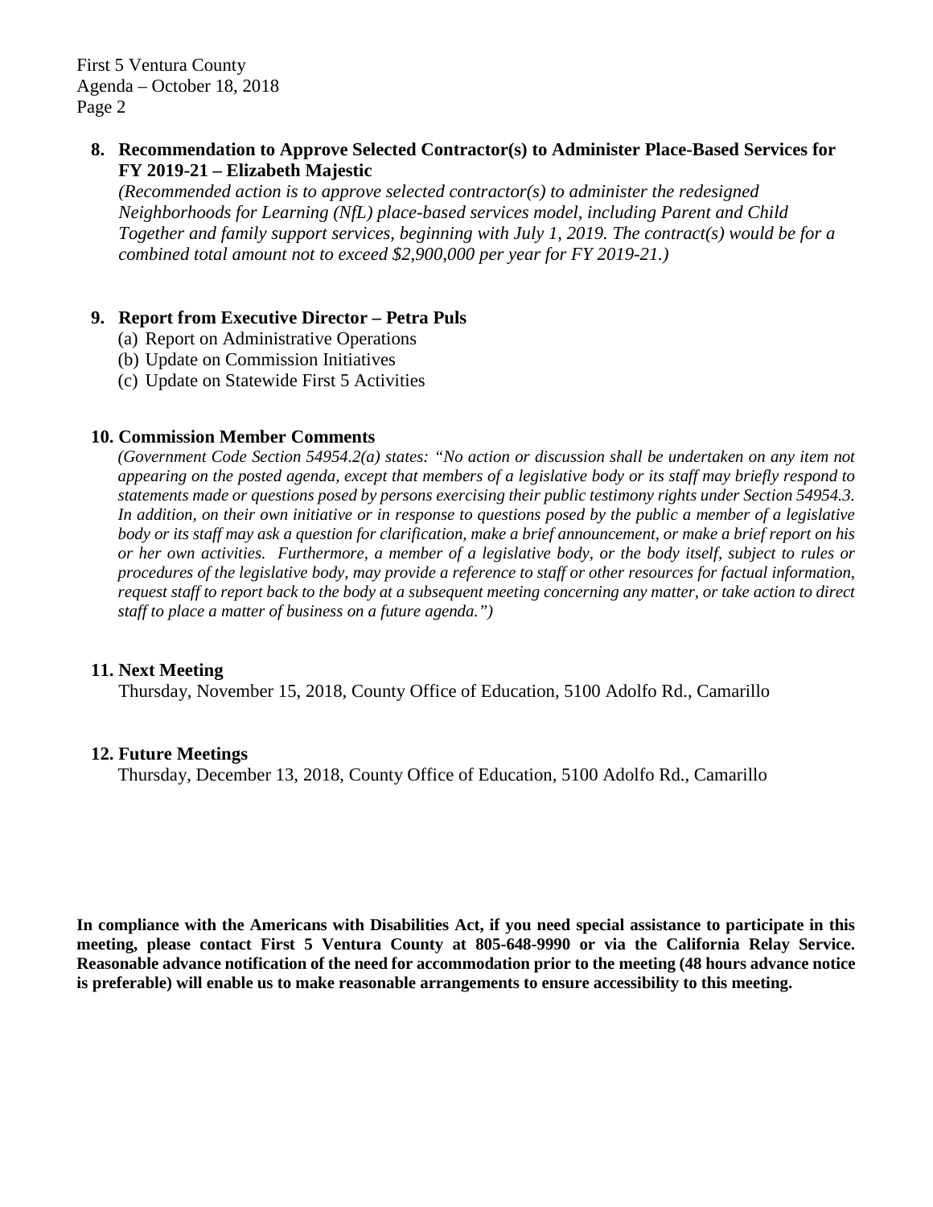**8. Recommendation to Approve Selected Contractor(s) to Administer Place-Based Services for FY 2019-21 – Elizabeth Majestic**

*(Recommended action is to approve selected contractor(s) to administer the redesigned Neighborhoods for Learning (NfL) place-based services model, including Parent and Child Together and family support services, beginning with July 1, 2019. The contract(s) would be for a combined total amount not to exceed $2,900,000 per year for FY 2019-21.)*

**9. Report from Executive Director – Petra Puls**

(a) Report on Administrative Operations
(b) Update on Commission Initiatives
(c) Update on Statewide First 5 Activities

**10. Commission Member Comments**

*(Government Code Section 54954.2(a) states: "No action or discussion shall be undertaken on any item not appearing on the posted agenda, except that members of a legislative body or its staff may briefly respond to statements made or questions posed by persons exercising their public testimony rights under Section 54954.3. In addition, on their own initiative or in response to questions posed by the public a member of a legislative body or its staff may ask a question for clarification, make a brief announcement, or make a brief report on his or her own activities. Furthermore, a member of a legislative body, or the body itself, subject to rules or procedures of the legislative body, may provide a reference to staff or other resources for factual information, request staff to report back to the body at a subsequent meeting concerning any matter, or take action to direct staff to place a matter of business on a future agenda.")*

**11. Next Meeting**

Thursday, November 15, 2018, County Office of Education, 5100 Adolfo Rd., Camarillo

**12. Future Meetings**

Thursday, December 13, 2018, County Office of Education, 5100 Adolfo Rd., Camarillo

**In compliance with the Americans with Disabilities Act, if you need special assistance to participate in this meeting, please contact First 5 Ventura County at 805-648-9990 or via the California Relay Service. Reasonable advance notification of the need for accommodation prior to the meeting (48 hours advance notice is preferable) will enable us to make reasonable arrangements to ensure accessibility to this meeting.**